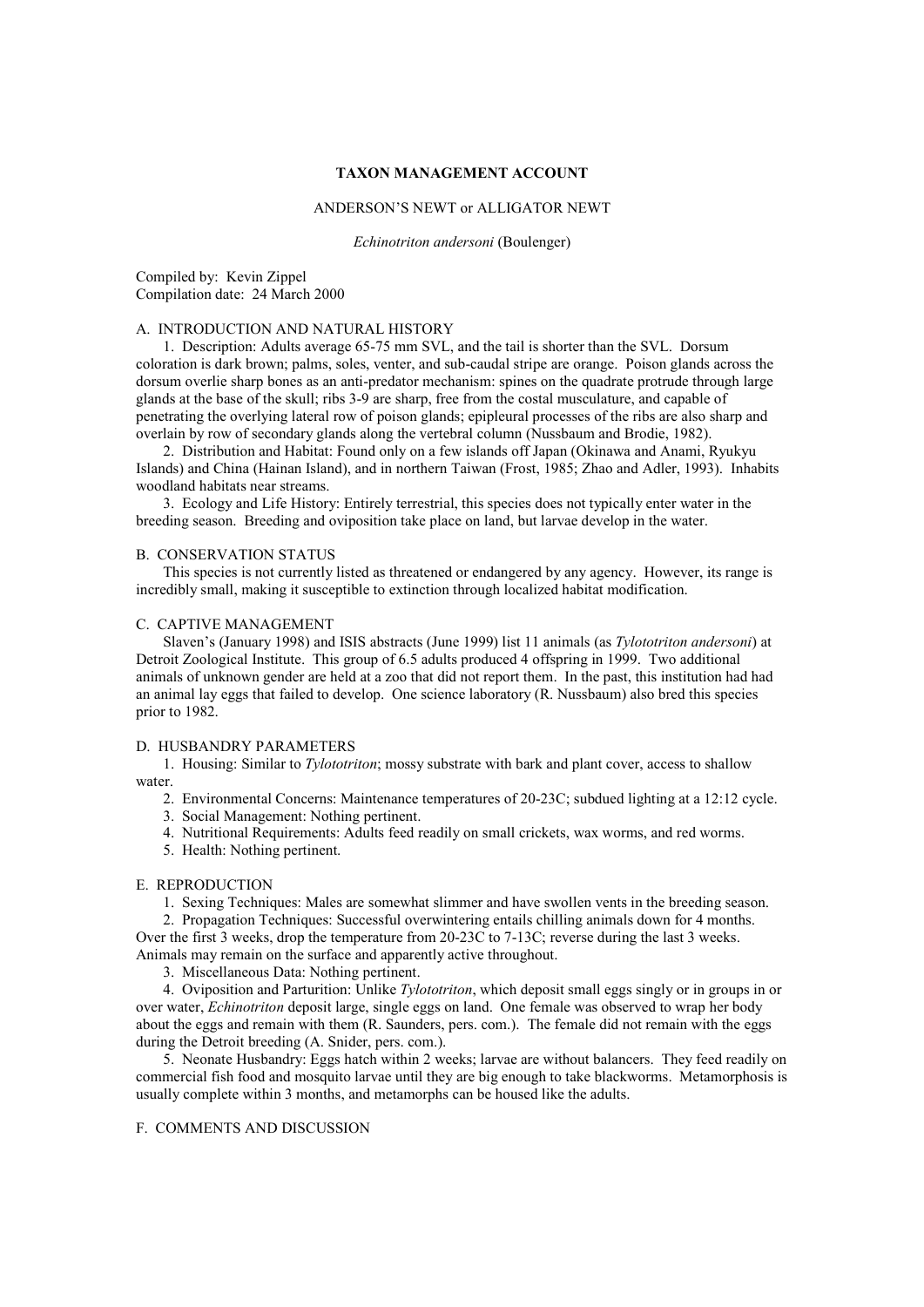# TAXON MANAGEMENT ACCOUNT

## ANDERSON'S NEWT or ALLIGATOR NEWT

*Echinotriton andersoni* (Boulenger)

Compiled by: Kevin Zippel
Compilation date: 24 March 2000

### A. INTRODUCTION AND NATURAL HISTORY

1. Description: Adults average 65-75 mm SVL, and the tail is shorter than the SVL. Dorsum coloration is dark brown; palms, soles, venter, and sub-caudal stripe are orange. Poison glands across the dorsum overlie sharp bones as an anti-predator mechanism: spines on the quadrate protrude through large glands at the base of the skull; ribs 3-9 are sharp, free from the costal musculature, and capable of penetrating the overlying lateral row of poison glands; epipleural processes of the ribs are also sharp and overlain by row of secondary glands along the vertebral column (Nussbaum and Brodie, 1982).
2. Distribution and Habitat: Found only on a few islands off Japan (Okinawa and Anami, Ryukyu Islands) and China (Hainan Island), and in northern Taiwan (Frost, 1985; Zhao and Adler, 1993). Inhabits woodland habitats near streams.
3. Ecology and Life History: Entirely terrestrial, this species does not typically enter water in the breeding season. Breeding and oviposition take place on land, but larvae develop in the water.

### B. CONSERVATION STATUS

This species is not currently listed as threatened or endangered by any agency. However, its range is incredibly small, making it susceptible to extinction through localized habitat modification.

### C. CAPTIVE MANAGEMENT

Slaven's (January 1998) and ISIS abstracts (June 1999) list 11 animals (as *Tylototriton andersoni*) at Detroit Zoological Institute. This group of 6.5 adults produced 4 offspring in 1999. Two additional animals of unknown gender are held at a zoo that did not report them. In the past, this institution had had an animal lay eggs that failed to develop. One science laboratory (R. Nussbaum) also bred this species prior to 1982.

### D. HUSBANDRY PARAMETERS

1. Housing: Similar to *Tylototriton*; mossy substrate with bark and plant cover, access to shallow water.
2. Environmental Concerns: Maintenance temperatures of 20-23C; subdued lighting at a 12:12 cycle.
3. Social Management: Nothing pertinent.
4. Nutritional Requirements: Adults feed readily on small crickets, wax worms, and red worms.
5. Health: Nothing pertinent.

### E. REPRODUCTION

1. Sexing Techniques: Males are somewhat slimmer and have swollen vents in the breeding season.
2. Propagation Techniques: Successful overwintering entails chilling animals down for 4 months. Over the first 3 weeks, drop the temperature from 20-23C to 7-13C; reverse during the last 3 weeks. Animals may remain on the surface and apparently active throughout.
3. Miscellaneous Data: Nothing pertinent.
4. Oviposition and Parturition: Unlike *Tylototriton*, which deposit small eggs singly or in groups in or over water, *Echinotriton* deposit large, single eggs on land. One female was observed to wrap her body about the eggs and remain with them (R. Saunders, pers. com.). The female did not remain with the eggs during the Detroit breeding (A. Snider, pers. com.).
5. Neonate Husbandry: Eggs hatch within 2 weeks; larvae are without balancers. They feed readily on commercial fish food and mosquito larvae until they are big enough to take blackworms. Metamorphosis is usually complete within 3 months, and metamorphs can be housed like the adults.

### F. COMMENTS AND DISCUSSION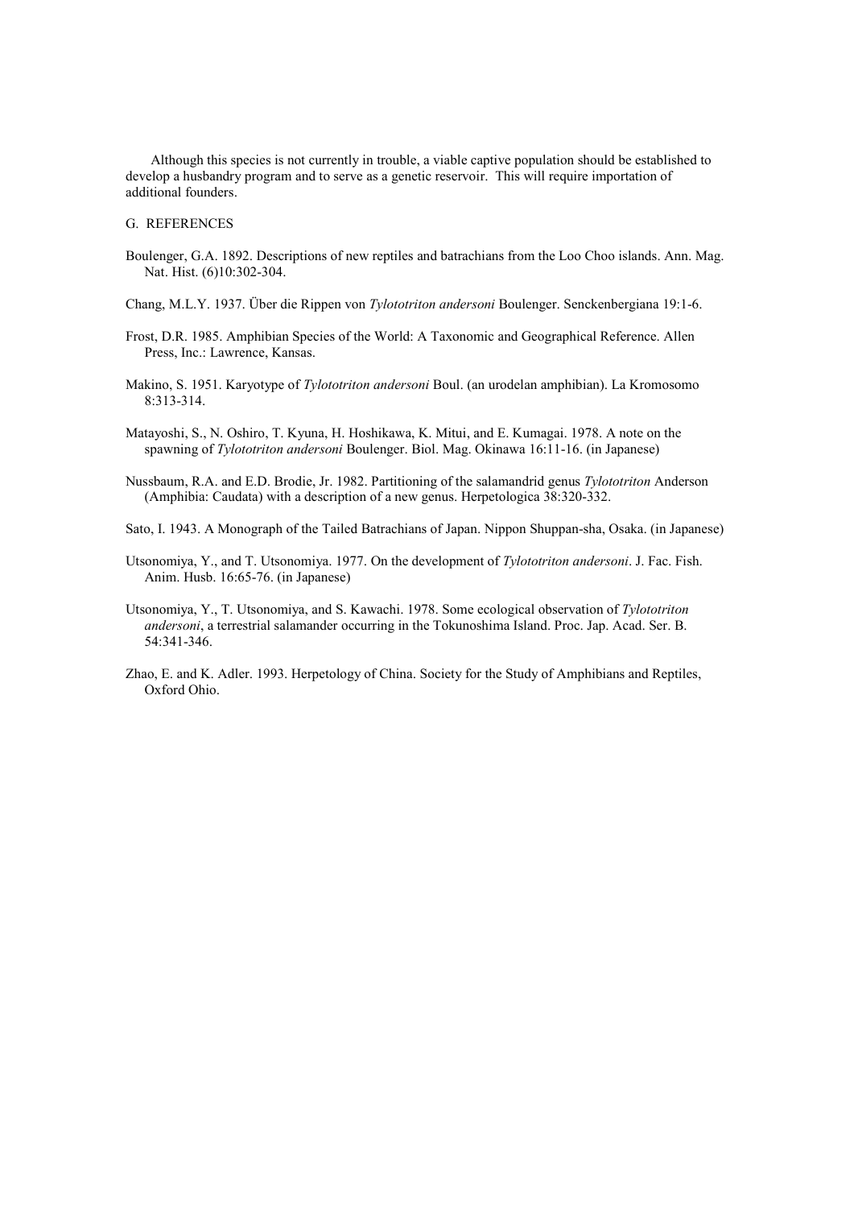Although this species is not currently in trouble, a viable captive population should be established to develop a husbandry program and to serve as a genetic reservoir. This will require importation of additional founders.

## G. REFERENCES

Boulenger, G.A. 1892. Descriptions of new reptiles and batrachians from the Loo Choo islands. Ann. Mag. Nat. Hist. (6)10:302-304.

Chang, M.L.Y. 1937. Über die Rippen von *Tylototriton andersoni* Boulenger. Senckenbergiana 19:1-6.

Frost, D.R. 1985. Amphibian Species of the World: A Taxonomic and Geographical Reference. Allen Press, Inc.: Lawrence, Kansas.

Makino, S. 1951. Karyotype of *Tylototriton andersoni* Boul. (an urodelan amphibian). La Kromosomo 8:313-314.

Matayoshi, S., N. Oshiro, T. Kyuna, H. Hoshikawa, K. Mitui, and E. Kumagai. 1978. A note on the spawning of *Tylototriton andersoni* Boulenger. Biol. Mag. Okinawa 16:11-16. (in Japanese)

Nussbaum, R.A. and E.D. Brodie, Jr. 1982. Partitioning of the salamandrid genus *Tylototriton* Anderson (Amphibia: Caudata) with a description of a new genus. Herpetologica 38:320-332.

Sato, I. 1943. A Monograph of the Tailed Batrachians of Japan. Nippon Shuppan-sha, Osaka. (in Japanese)

Utsonomiya, Y., and T. Utsonomiya. 1977. On the development of *Tylototriton andersoni*. J. Fac. Fish. Anim. Husb. 16:65-76. (in Japanese)

Utsonomiya, Y., T. Utsonomiya, and S. Kawachi. 1978. Some ecological observation of *Tylototriton andersoni*, a terrestrial salamander occurring in the Tokunoshima Island. Proc. Jap. Acad. Ser. B. 54:341-346.

Zhao, E. and K. Adler. 1993. Herpetology of China. Society for the Study of Amphibians and Reptiles, Oxford Ohio.